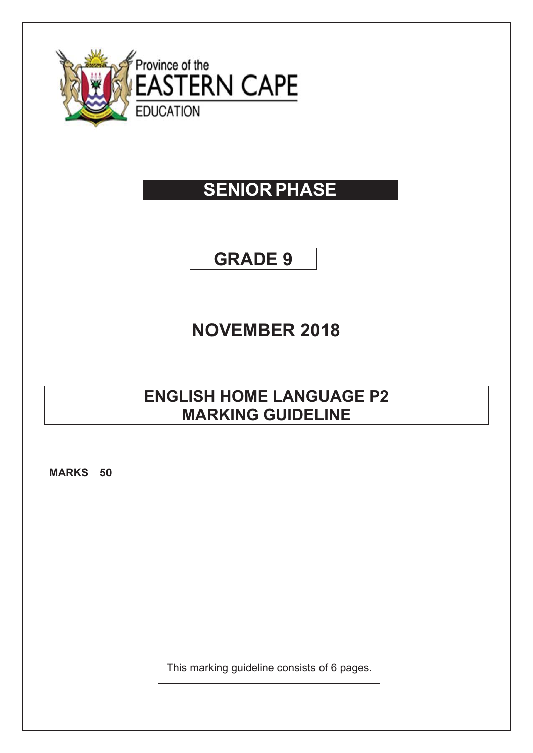Province of the

EASTERN CAPE

EDUCATION

# SENIOR PHASE

## GRADE 9

## NOVEMBER 2018

## ENGLISH HOME LANGUAGE P2
## MARKING GUIDELINE

**MARKS 50**

This marking guideline consists of 6 pages.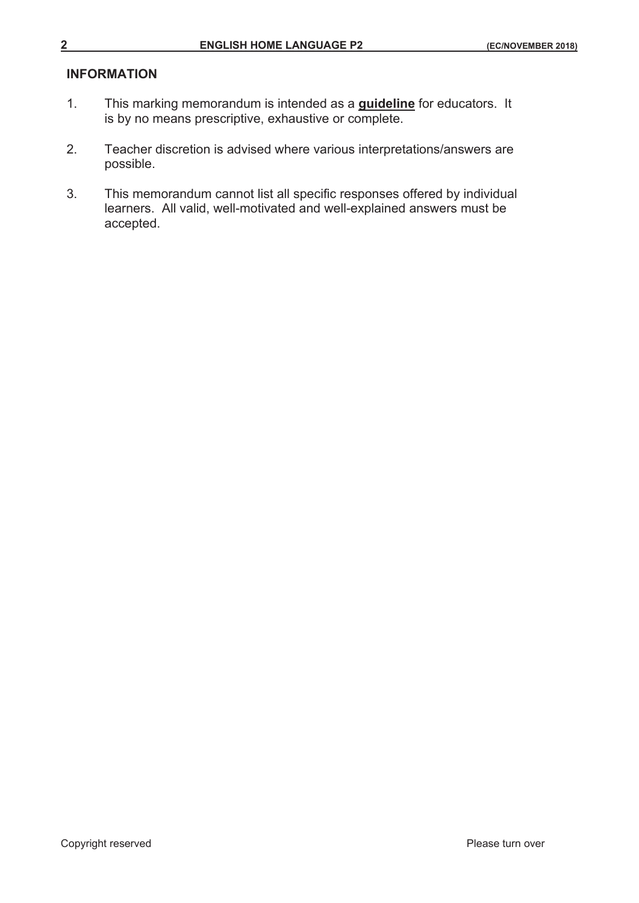## INFORMATION

1. This marking memorandum is intended as a **guideline** for educators. It is by no means prescriptive, exhaustive or complete.

2. Teacher discretion is advised where various interpretations/answers are possible.

3. This memorandum cannot list all specific responses offered by individual learners. All valid, well-motivated and well-explained answers must be accepted.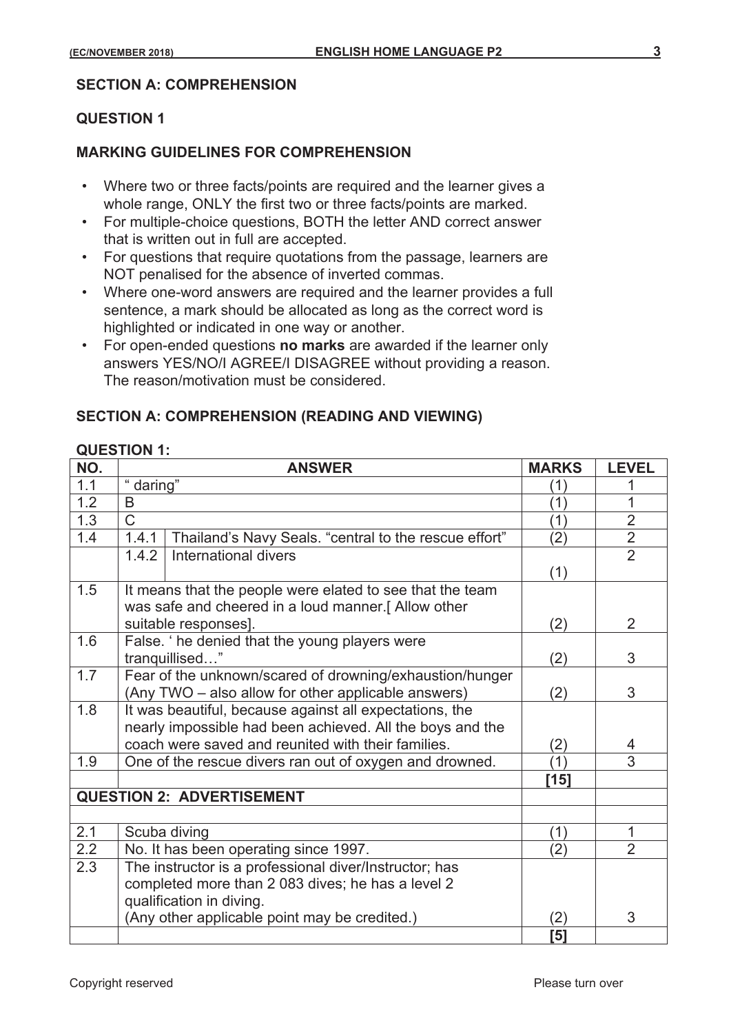## SECTION A: COMPREHENSION

### QUESTION 1

### MARKING GUIDELINES FOR COMPREHENSION

- Where two or three facts/points are required and the learner gives a whole range, ONLY the first two or three facts/points are marked.
- For multiple-choice questions, BOTH the letter AND correct answer that is written out in full are accepted.
- For questions that require quotations from the passage, learners are NOT penalised for the absence of inverted commas.
- Where one-word answers are required and the learner provides a full sentence, a mark should be allocated as long as the correct word is highlighted or indicated in one way or another.
- For open-ended questions **no marks** are awarded if the learner only answers YES/NO/I AGREE/I DISAGREE without providing a reason. The reason/motivation must be considered.

## SECTION A: COMPREHENSION (READING AND VIEWING)

**QUESTION 1:**

| NO. | ANSWER | | MARKS | LEVEL |
|---|---|---|---|---|
| 1.1 | " daring" | | (1) | 1 |
| 1.2 | B | | (1) | 1 |
| 1.3 | C | | (1) | 2 |
| 1.4 | 1.4.1 | Thailand's Navy Seals. "central to the rescue effort" | (2) | 2 |
| | 1.4.2 | International divers | (1) | 2 |
| 1.5 | It means that the people were elated to see that the team was safe and cheered in a loud manner.[ Allow other suitable responses]. | | (2) | 2 |
| 1.6 | False. ' he denied that the young players were tranquillised…" | | (2) | 3 |
| 1.7 | Fear of the unknown/scared of drowning/exhaustion/hunger (Any TWO – also allow for other applicable answers) | | (2) | 3 |
| 1.8 | It was beautiful, because against all expectations, the nearly impossible had been achieved. All the boys and the coach were saved and reunited with their families. | | (2) | 4 |
| 1.9 | One of the rescue divers ran out of oxygen and drowned. | | (1) | 3 |
| | | | **[15]** | |
| **QUESTION 2: ADVERTISEMENT** | | | | |
| | | | | |
| 2.1 | Scuba diving | | (1) | 1 |
| 2.2 | No. It has been operating since 1997. | | (2) | 2 |
| 2.3 | The instructor is a professional diver/Instructor; has completed more than 2 083 dives; he has a level 2 qualification in diving. (Any other applicable point may be credited.) | | (2) | 3 |
| | | | **[5]** | |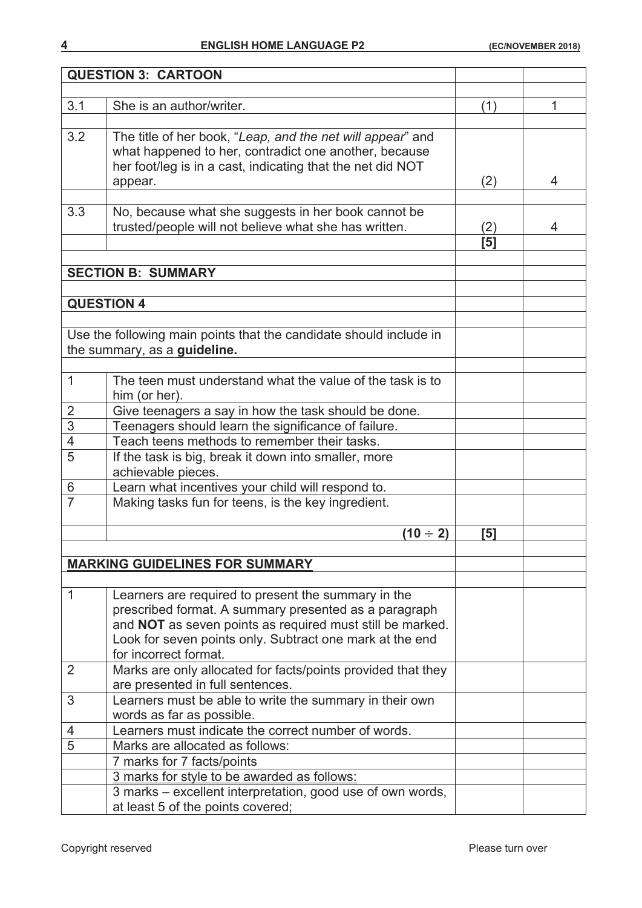| QUESTION 3: CARTOON | | | |
|---|---|---|---|
| 3.1 | She is an author/writer. | (1) | 1 |
| 3.2 | The title of her book, "*Leap, and the net will appear*" and what happened to her, contradict one another, because her foot/leg is in a cast, indicating that the net did NOT appear. | (2) | 4 |
| 3.3 | No, because what she suggests in her book cannot be trusted/people will not believe what she has written. | (2) | 4 |
| | | **[5]** | |

| SECTION B: SUMMARY | | | |
|---|---|---|---|
| **QUESTION 4** | | | |
| Use the following main points that the candidate should include in the summary, as a **guideline.** | | | |
| 1 | The teen must understand what the value of the task is to him (or her). | | |
| 2 | Give teenagers a say in how the task should be done. | | |
| 3 | Teenagers should learn the significance of failure. | | |
| 4 | Teach teens methods to remember their tasks. | | |
| 5 | If the task is big, break it down into smaller, more achievable pieces. | | |
| 6 | Learn what incentives your child will respond to. | | |
| 7 | Making tasks fun for teens, is the key ingredient. | | |
| | **(10 ÷ 2)** | **[5]** | |

| MARKING GUIDELINES FOR SUMMARY | | | |
|---|---|---|---|
| 1 | Learners are required to present the summary in the prescribed format. A summary presented as a paragraph and **NOT** as seven points as required must still be marked. Look for seven points only. Subtract one mark at the end for incorrect format. | | |
| 2 | Marks are only allocated for facts/points provided that they are presented in full sentences. | | |
| 3 | Learners must be able to write the summary in their own words as far as possible. | | |
| 4 | Learners must indicate the correct number of words. | | |
| 5 | Marks are allocated as follows: | | |
| | 7 marks for 7 facts/points | | |
| | <u>3 marks for style to be awarded as follows:</u> | | |
| | 3 marks – excellent interpretation, good use of own words, at least 5 of the points covered; | | |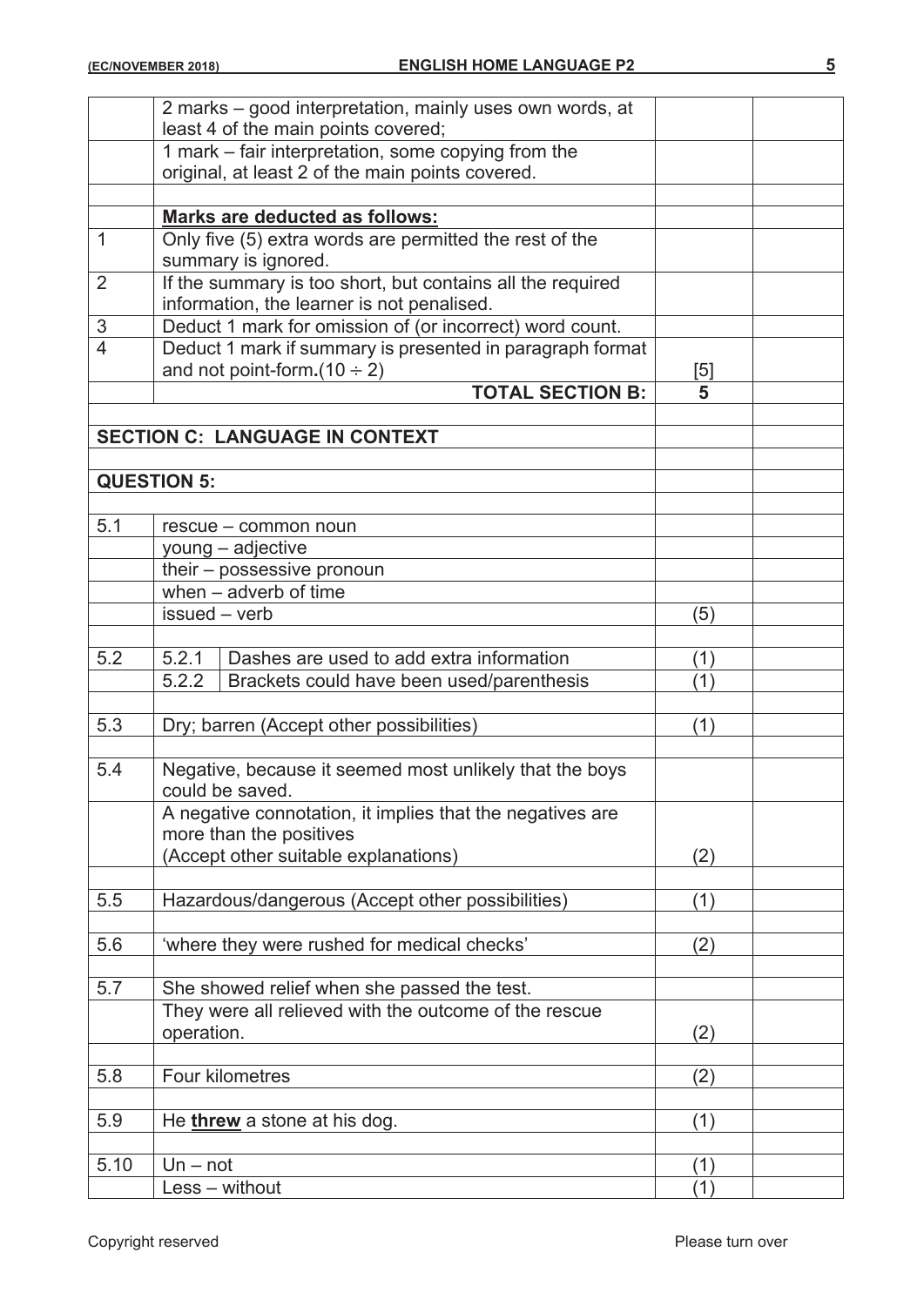| | | | |
|---|---|---|---|
| | 2 marks – good interpretation, mainly uses own words, at least 4 of the main points covered; | | |
| | 1 mark – fair interpretation, some copying from the original, at least 2 of the main points covered. | | |
| | | | |
| | **Marks are deducted as follows:** | | |
| 1 | Only five (5) extra words are permitted the rest of the summary is ignored. | | |
| 2 | If the summary is too short, but contains all the required information, the learner is not penalised. | | |
| 3 | Deduct 1 mark for omission of (or incorrect) word count. | | |
| 4 | Deduct 1 mark if summary is presented in paragraph format and not point-form.(10 ÷ 2) | [5] | |
| | **TOTAL SECTION B:** | **5** | |
| | | | |
| **SECTION C: LANGUAGE IN CONTEXT** | | | |
| | | | |
| **QUESTION 5:** | | | |
| | | | |
| 5.1 | rescue – common noun | | |
| | young – adjective | | |
| | their – possessive pronoun | | |
| | when – adverb of time | | |
| | issued – verb | (5) | |
| | | | |
| 5.2 | 5.2.1 Dashes are used to add extra information | (1) | |
| | 5.2.2 Brackets could have been used/parenthesis | (1) | |
| | | | |
| 5.3 | Dry; barren (Accept other possibilities) | (1) | |
| | | | |
| 5.4 | Negative, because it seemed most unlikely that the boys could be saved. | | |
| | A negative connotation, it implies that the negatives are more than the positives (Accept other suitable explanations) | (2) | |
| | | | |
| 5.5 | Hazardous/dangerous (Accept other possibilities) | (1) | |
| | | | |
| 5.6 | 'where they were rushed for medical checks' | (2) | |
| | | | |
| 5.7 | She showed relief when she passed the test. | | |
| | They were all relieved with the outcome of the rescue operation. | (2) | |
| | | | |
| 5.8 | Four kilometres | (2) | |
| | | | |
| 5.9 | He **threw** a stone at his dog. | (1) | |
| | | | |
| 5.10 | Un – not | (1) | |
| | Less – without | (1) | |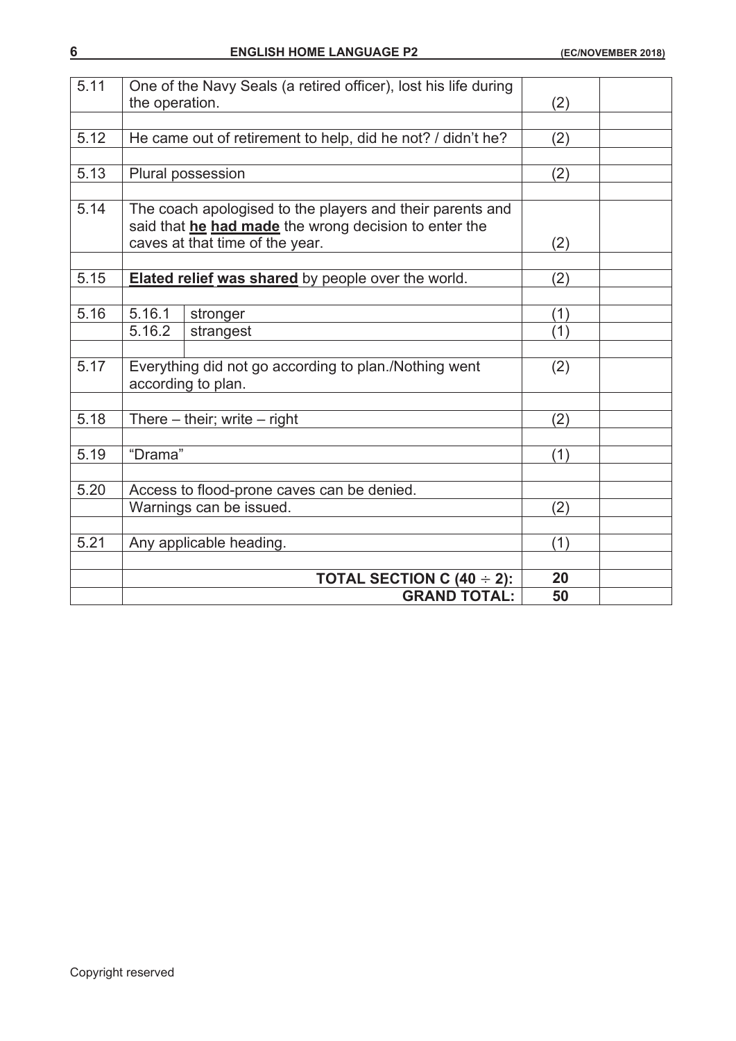| | | | | |
|---|---|---|---|---|
| 5.11 | One of the Navy Seals (a retired officer), lost his life during the operation. | | (2) | |
| 5.12 | He came out of retirement to help, did he not? / didn't he? | | (2) | |
| 5.13 | Plural possession | | (2) | |
| 5.14 | The coach apologised to the players and their parents and said that **he** **had made** the wrong decision to enter the caves at that time of the year. | | (2) | |
| 5.15 | **Elated relief** **was shared** by people over the world. | | (2) | |
| 5.16 | 5.16.1 | stronger | (1) | |
| | 5.16.2 | strangest | (1) | |
| 5.17 | Everything did not go according to plan./Nothing went according to plan. | | (2) | |
| 5.18 | There – their; write – right | | (2) | |
| 5.19 | "Drama" | | (1) | |
| 5.20 | Access to flood-prone caves can be denied. | | | |
| | Warnings can be issued. | | (2) | |
| 5.21 | Any applicable heading. | | (1) | |
| | **TOTAL SECTION C (40 ÷ 2):** | | **20** | |
| | **GRAND TOTAL:** | | **50** | |